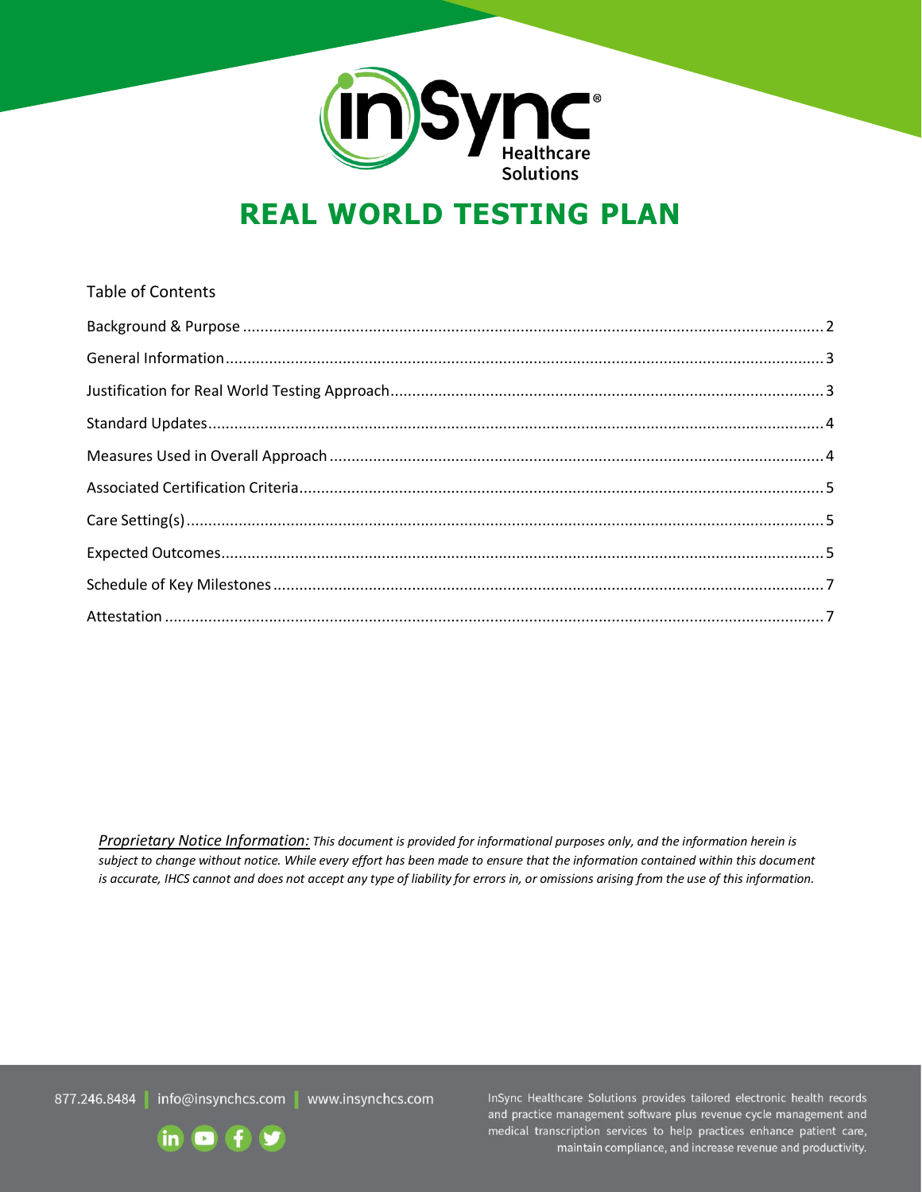# REAL WORLD TESTING PLAN

## Table of Contents

Background & Purpose .................... 2

General Information .................... 3

Justification for Real World Testing Approach .................... 3

Standard Updates .................... 4

Measures Used in Overall Approach .................... 4

Associated Certification Criteria .................... 5

Care Setting(s) .................... 5

Expected Outcomes .................... 5

Schedule of Key Milestones .................... 7

Attestation .................... 7

*Proprietary Notice Information: This document is provided for informational purposes only, and the information herein is subject to change without notice. While every effort has been made to ensure that the information contained within this document is accurate, IHCS cannot and does not accept any type of liability for errors in, or omissions arising from the use of this information.*

877.246.8484 | info@insynchcs.com | www.insynchcs.com

InSync Healthcare Solutions provides tailored electronic health records and practice management software plus revenue cycle management and medical transcription services to help practices enhance patient care, maintain compliance, and increase revenue and productivity.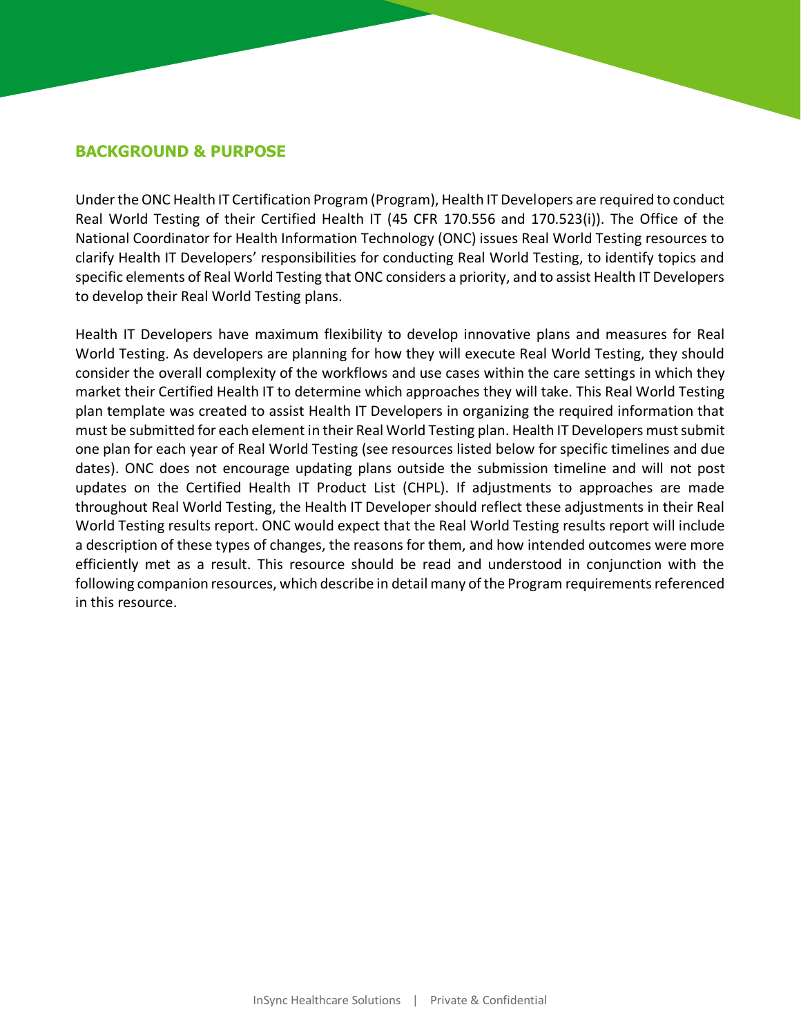## BACKGROUND & PURPOSE

Under the ONC Health IT Certification Program (Program), Health IT Developers are required to conduct Real World Testing of their Certified Health IT (45 CFR 170.556 and 170.523(i)). The Office of the National Coordinator for Health Information Technology (ONC) issues Real World Testing resources to clarify Health IT Developers' responsibilities for conducting Real World Testing, to identify topics and specific elements of Real World Testing that ONC considers a priority, and to assist Health IT Developers to develop their Real World Testing plans.

Health IT Developers have maximum flexibility to develop innovative plans and measures for Real World Testing. As developers are planning for how they will execute Real World Testing, they should consider the overall complexity of the workflows and use cases within the care settings in which they market their Certified Health IT to determine which approaches they will take. This Real World Testing plan template was created to assist Health IT Developers in organizing the required information that must be submitted for each element in their Real World Testing plan. Health IT Developers must submit one plan for each year of Real World Testing (see resources listed below for specific timelines and due dates). ONC does not encourage updating plans outside the submission timeline and will not post updates on the Certified Health IT Product List (CHPL). If adjustments to approaches are made throughout Real World Testing, the Health IT Developer should reflect these adjustments in their Real World Testing results report. ONC would expect that the Real World Testing results report will include a description of these types of changes, the reasons for them, and how intended outcomes were more efficiently met as a result. This resource should be read and understood in conjunction with the following companion resources, which describe in detail many of the Program requirements referenced in this resource.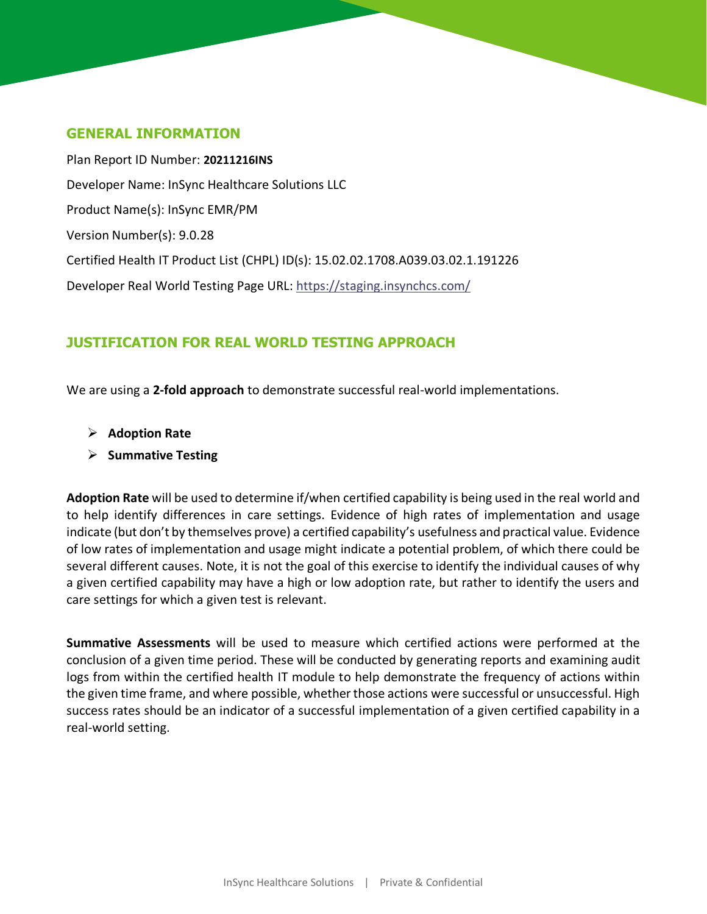## GENERAL INFORMATION

Plan Report ID Number: **20211216INS**

Developer Name: InSync Healthcare Solutions LLC

Product Name(s): InSync EMR/PM

Version Number(s): 9.0.28

Certified Health IT Product List (CHPL) ID(s): 15.02.02.1708.A039.03.02.1.191226

Developer Real World Testing Page URL: https://staging.insynchcs.com/

## JUSTIFICATION FOR REAL WORLD TESTING APPROACH

We are using a **2-fold approach** to demonstrate successful real-world implementations.

- **Adoption Rate**
- **Summative Testing**

**Adoption Rate** will be used to determine if/when certified capability is being used in the real world and to help identify differences in care settings. Evidence of high rates of implementation and usage indicate (but don't by themselves prove) a certified capability's usefulness and practical value. Evidence of low rates of implementation and usage might indicate a potential problem, of which there could be several different causes. Note, it is not the goal of this exercise to identify the individual causes of why a given certified capability may have a high or low adoption rate, but rather to identify the users and care settings for which a given test is relevant.

**Summative Assessments** will be used to measure which certified actions were performed at the conclusion of a given time period. These will be conducted by generating reports and examining audit logs from within the certified health IT module to help demonstrate the frequency of actions within the given time frame, and where possible, whether those actions were successful or unsuccessful. High success rates should be an indicator of a successful implementation of a given certified capability in a real-world setting.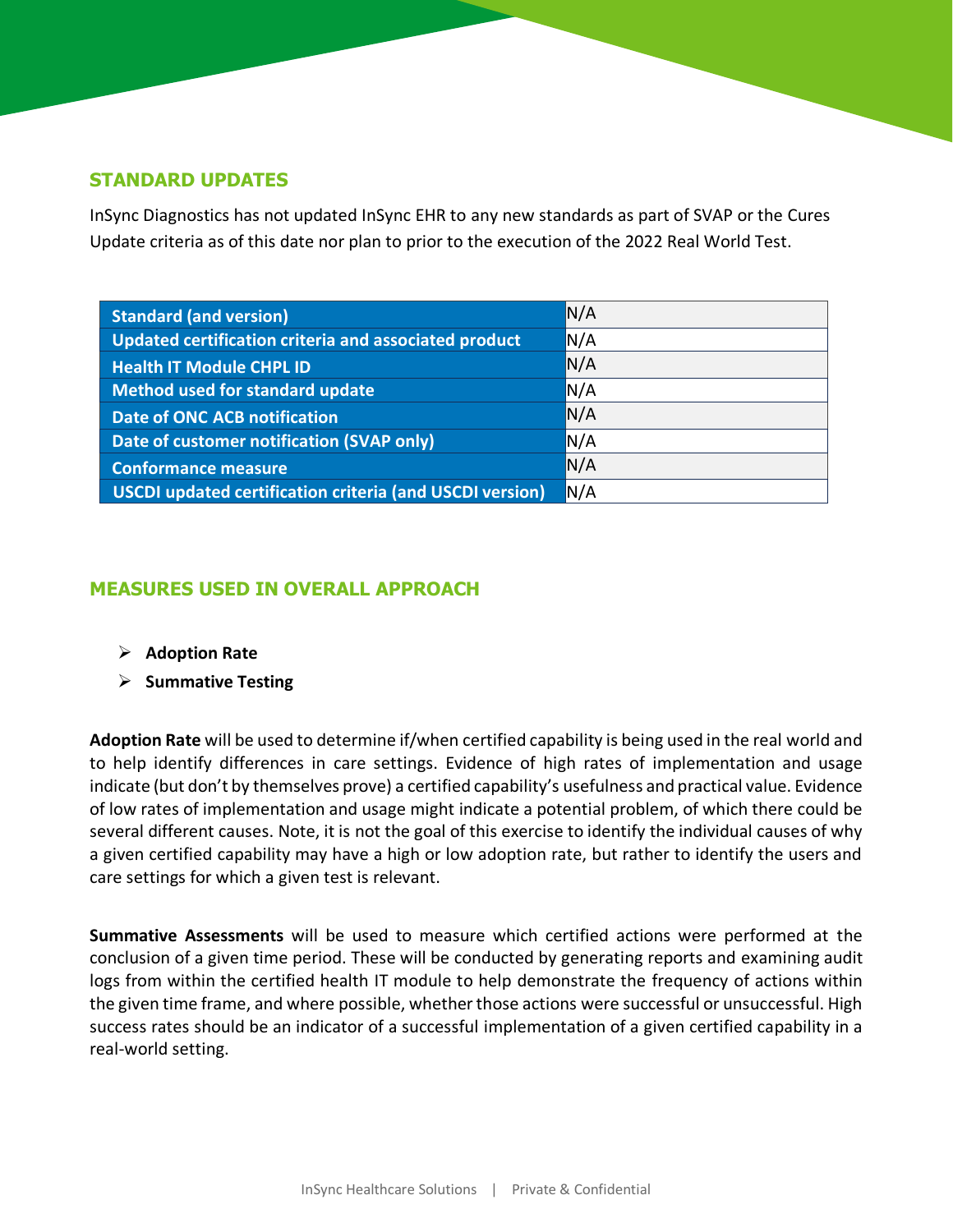## STANDARD UPDATES

InSync Diagnostics has not updated InSync EHR to any new standards as part of SVAP or the Cures Update criteria as of this date nor plan to prior to the execution of the 2022 Real World Test.

| | |
|---|---|
| **Standard (and version)** | N/A |
| **Updated certification criteria and associated product** | N/A |
| **Health IT Module CHPL ID** | N/A |
| **Method used for standard update** | N/A |
| **Date of ONC ACB notification** | N/A |
| **Date of customer notification (SVAP only)** | N/A |
| **Conformance measure** | N/A |
| **USCDI updated certification criteria (and USCDI version)** | N/A |

## MEASURES USED IN OVERALL APPROACH

- **Adoption Rate**
- **Summative Testing**

**Adoption Rate** will be used to determine if/when certified capability is being used in the real world and to help identify differences in care settings. Evidence of high rates of implementation and usage indicate (but don't by themselves prove) a certified capability's usefulness and practical value. Evidence of low rates of implementation and usage might indicate a potential problem, of which there could be several different causes. Note, it is not the goal of this exercise to identify the individual causes of why a given certified capability may have a high or low adoption rate, but rather to identify the users and care settings for which a given test is relevant.

**Summative Assessments** will be used to measure which certified actions were performed at the conclusion of a given time period. These will be conducted by generating reports and examining audit logs from within the certified health IT module to help demonstrate the frequency of actions within the given time frame, and where possible, whether those actions were successful or unsuccessful. High success rates should be an indicator of a successful implementation of a given certified capability in a real-world setting.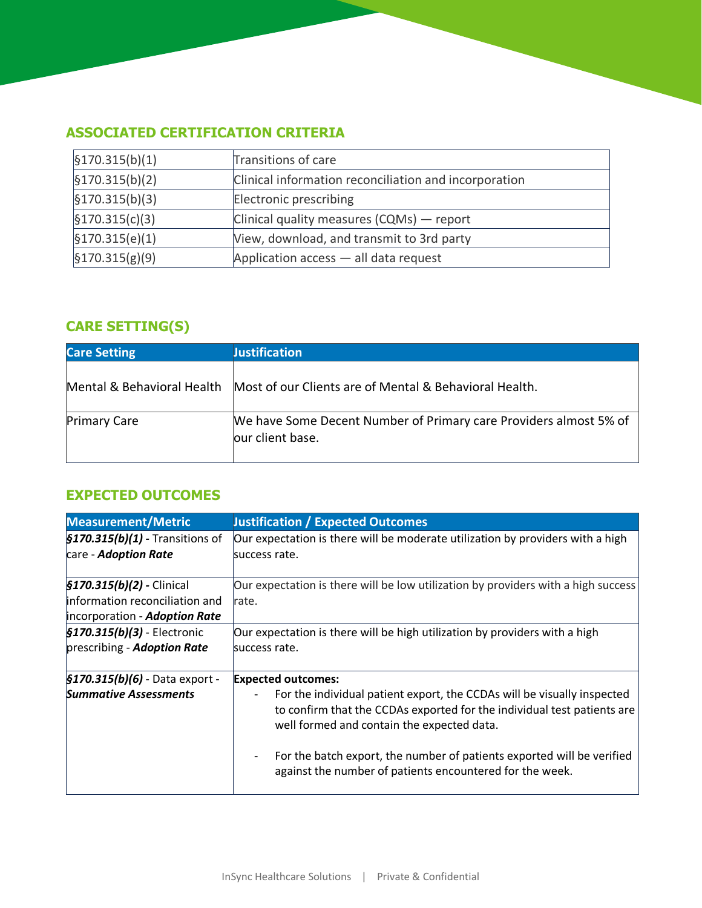## ASSOCIATED CERTIFICATION CRITERIA

| | |
|---|---|
| §170.315(b)(1) | Transitions of care |
| §170.315(b)(2) | Clinical information reconciliation and incorporation |
| §170.315(b)(3) | Electronic prescribing |
| §170.315(c)(3) | Clinical quality measures (CQMs) — report |
| §170.315(e)(1) | View, download, and transmit to 3rd party |
| §170.315(g)(9) | Application access — all data request |

## CARE SETTING(S)

| Care Setting | Justification |
|---|---|
| Mental & Behavioral Health | Most of our Clients are of Mental & Behavioral Health. |
| Primary Care | We have Some Decent Number of Primary care Providers almost 5% of our client base. |

## EXPECTED OUTCOMES

| Measurement/Metric | Justification / Expected Outcomes |
|---|---|
| ***§170.315(b)(1) -*** Transitions of care - ***Adoption Rate*** | Our expectation is there will be moderate utilization by providers with a high success rate. |
| ***§170.315(b)(2) -*** Clinical information reconciliation and incorporation - ***Adoption Rate*** | Our expectation is there will be low utilization by providers with a high success rate. |
| ***§170.315(b)(3)*** - Electronic prescribing - ***Adoption Rate*** | Our expectation is there will be high utilization by providers with a high success rate. |
| ***§170.315(b)(6)*** - Data export - ***Summative Assessments*** | **Expected outcomes:** <br> - For the individual patient export, the CCDAs will be visually inspected to confirm that the CCDAs exported for the individual test patients are well formed and contain the expected data. <br> - For the batch export, the number of patients exported will be verified against the number of patients encountered for the week. |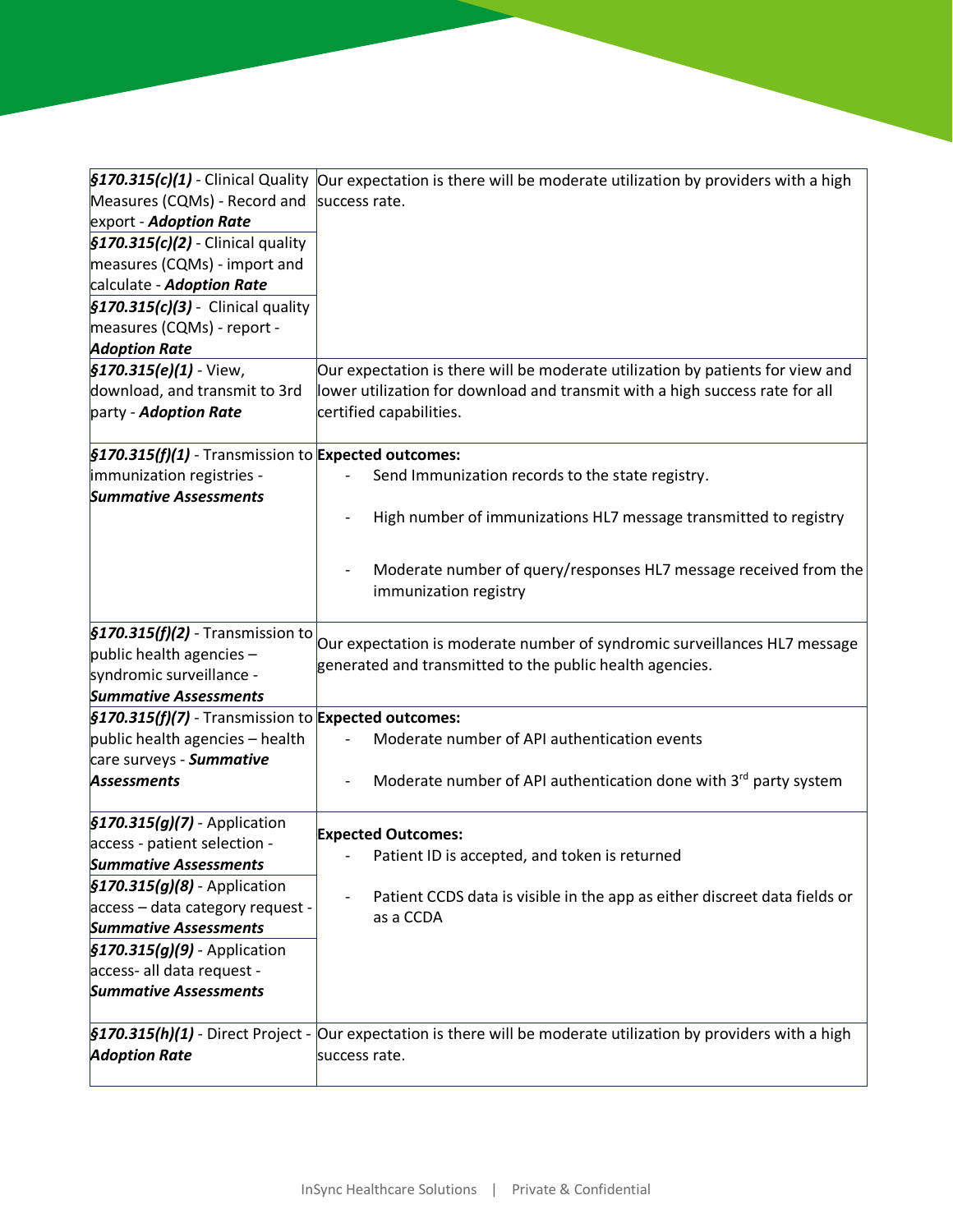| | |
|---|---|
| ***§170.315(c)(1)*** - Clinical Quality Measures (CQMs) - Record and export - ***Adoption Rate***<br>***§170.315(c)(2)*** - Clinical quality measures (CQMs) - import and calculate - ***Adoption Rate***<br>***§170.315(c)(3)*** - Clinical quality measures (CQMs) - report - ***Adoption Rate*** | Our expectation is there will be moderate utilization by providers with a high success rate. |
| ***§170.315(e)(1)*** - View, download, and transmit to 3rd party - ***Adoption Rate*** | Our expectation is there will be moderate utilization by patients for view and lower utilization for download and transmit with a high success rate for all certified capabilities. |
| ***§170.315(f)(1)*** - Transmission to immunization registries - ***Summative Assessments*** | **Expected outcomes:**<br>- Send Immunization records to the state registry.<br>- High number of immunizations HL7 message transmitted to registry<br>- Moderate number of query/responses HL7 message received from the immunization registry |
| ***§170.315(f)(2)*** - Transmission to public health agencies – syndromic surveillance - ***Summative Assessments*** | Our expectation is moderate number of syndromic surveillances HL7 message generated and transmitted to the public health agencies. |
| ***§170.315(f)(7)*** - Transmission to public health agencies – health care surveys - ***Summative Assessments*** | **Expected outcomes:**<br>- Moderate number of API authentication events<br>- Moderate number of API authentication done with 3rd party system |
| ***§170.315(g)(7)*** - Application access - patient selection - ***Summative Assessments***<br>***§170.315(g)(8)*** - Application access – data category request - ***Summative Assessments***<br>***§170.315(g)(9)*** - Application access- all data request - ***Summative Assessments*** | **Expected Outcomes:**<br>- Patient ID is accepted, and token is returned<br>- Patient CCDS data is visible in the app as either discreet data fields or as a CCDA |
| ***§170.315(h)(1)*** - Direct Project - ***Adoption Rate*** | Our expectation is there will be moderate utilization by providers with a high success rate. |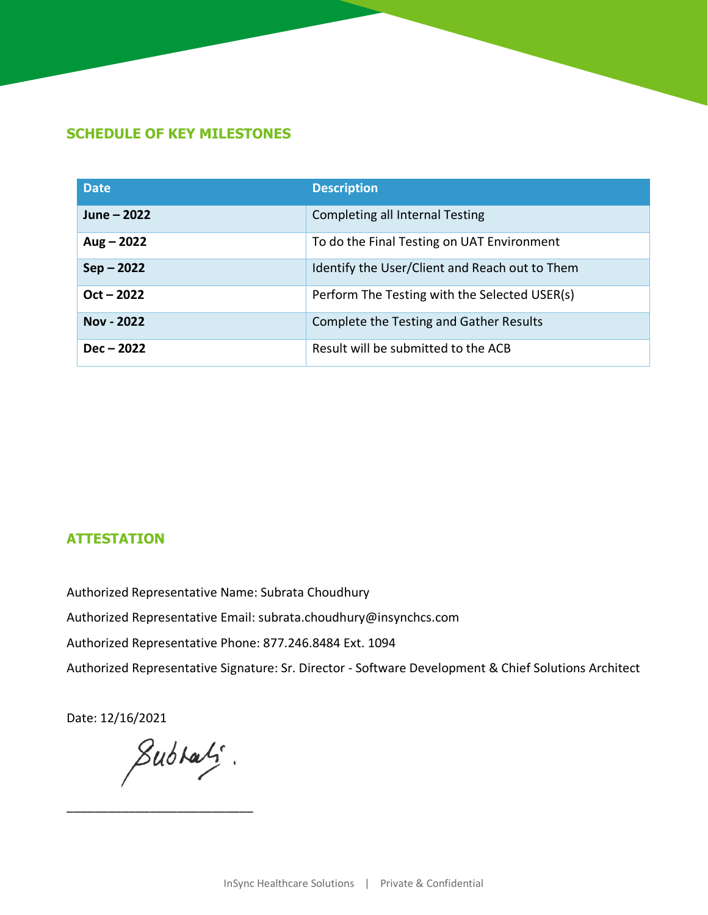## SCHEDULE OF KEY MILESTONES

| Date | Description |
|---|---|
| **June – 2022** | Completing all Internal Testing |
| **Aug – 2022** | To do the Final Testing on UAT Environment |
| **Sep – 2022** | Identify the User/Client and Reach out to Them |
| **Oct – 2022** | Perform The Testing with the Selected USER(s) |
| **Nov - 2022** | Complete the Testing and Gather Results |
| **Dec – 2022** | Result will be submitted to the ACB |

## ATTESTATION

Authorized Representative Name: Subrata Choudhury

Authorized Representative Email: subrata.choudhury@insynchcs.com

Authorized Representative Phone: 877.246.8484 Ext. 1094

Authorized Representative Signature: Sr. Director - Software Development & Chief Solutions Architect

Date: 12/16/2021

Subrata.

___________________________